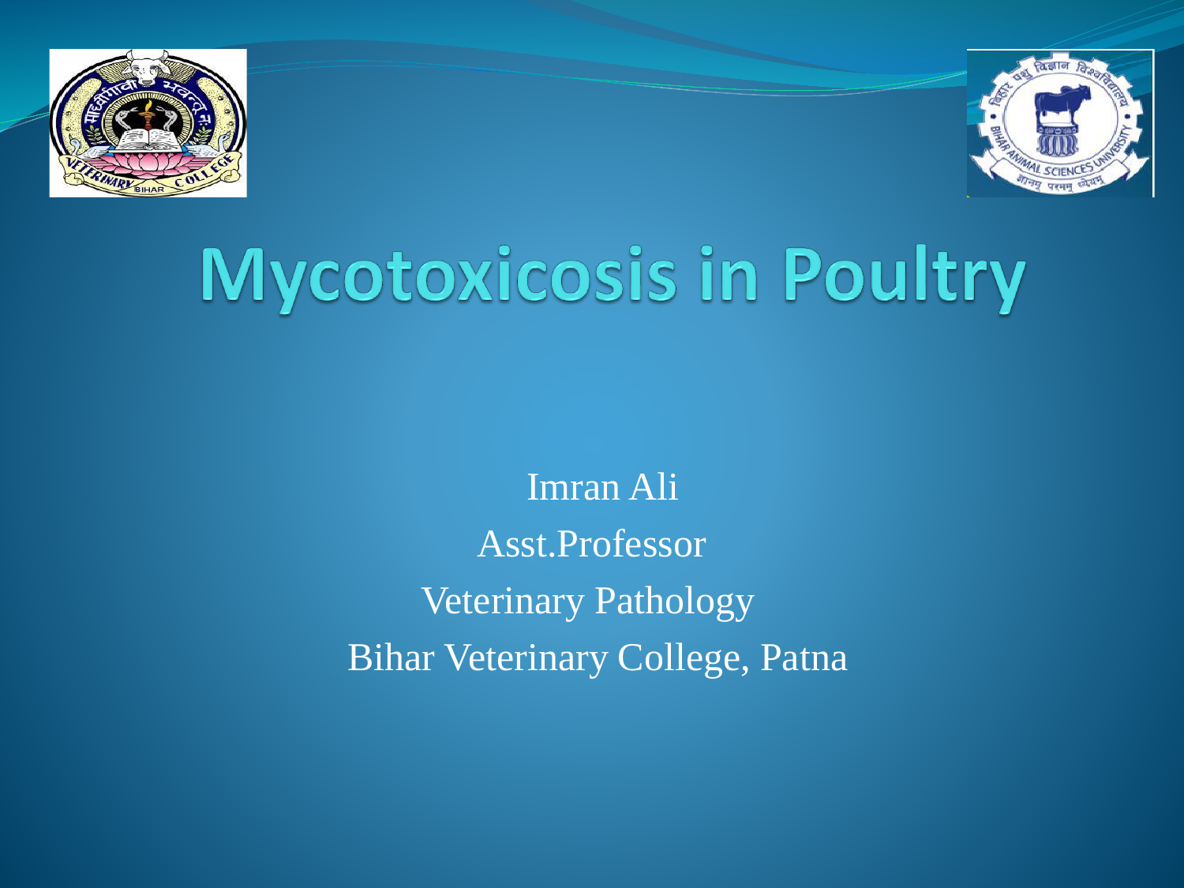# Mycotoxicosis in Poultry

Imran Ali

Asst.Professor

Veterinary Pathology

Bihar Veterinary College, Patna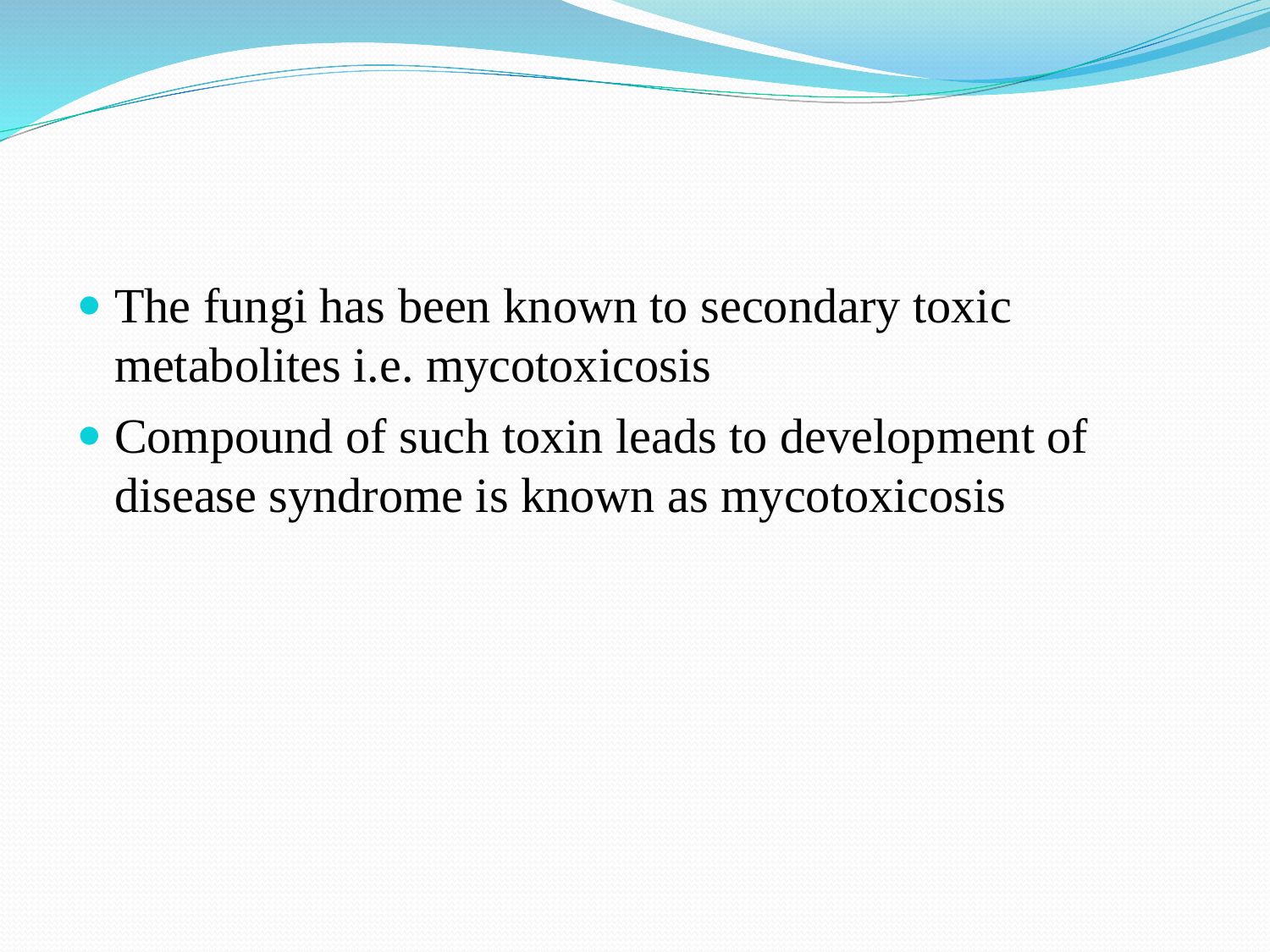- The fungi has been known to secondary toxic metabolites i.e. mycotoxicosis
- Compound of such toxin leads to development of disease syndrome is known as mycotoxicosis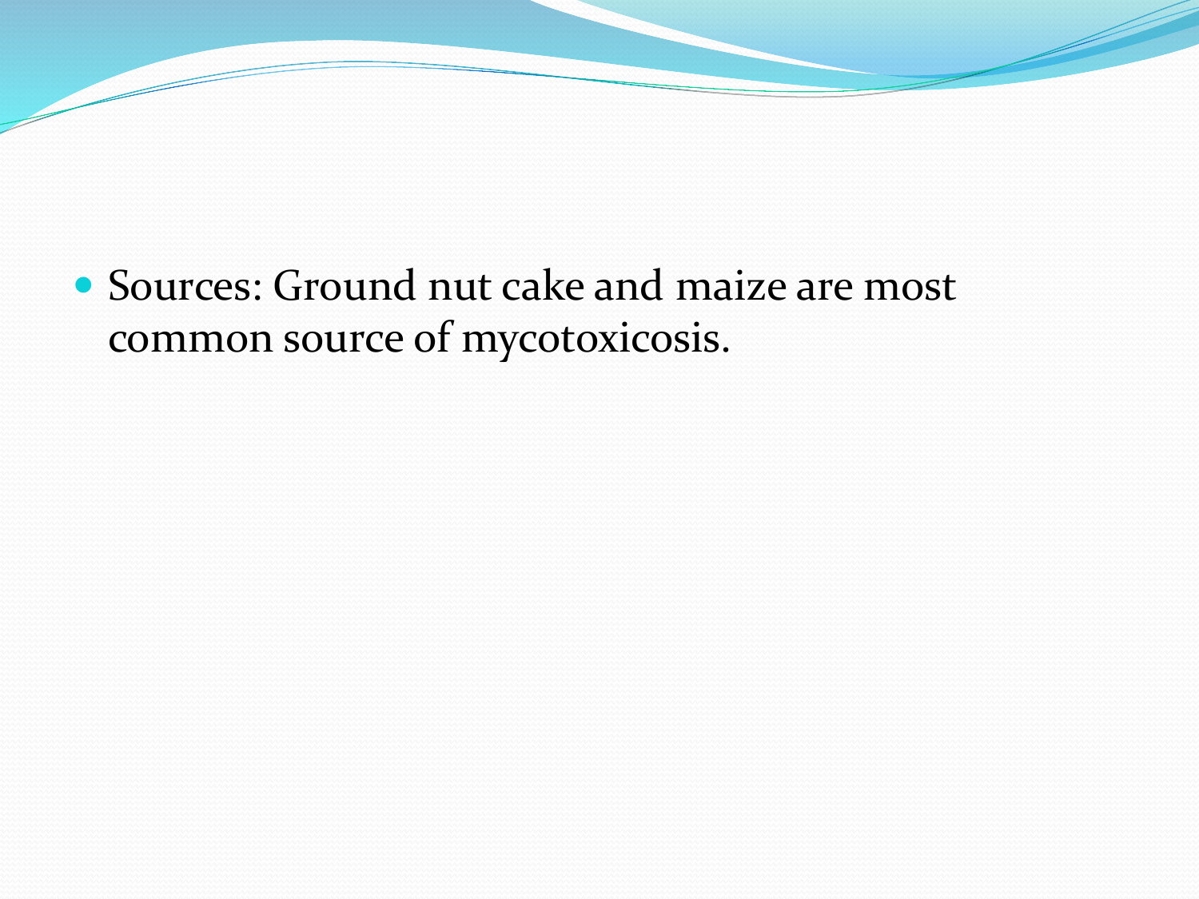- Sources: Ground nut cake and maize are most common source of mycotoxicosis.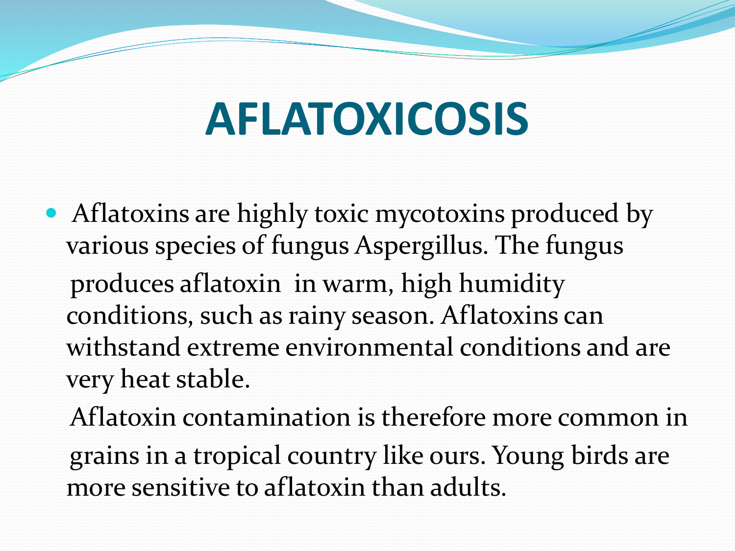# AFLATOXICOSIS

- Aflatoxins are highly toxic mycotoxins produced by various species of fungus Aspergillus. The fungus produces aflatoxin in warm, high humidity conditions, such as rainy season. Aflatoxins can withstand extreme environmental conditions and are very heat stable.

  Aflatoxin contamination is therefore more common in grains in a tropical country like ours. Young birds are more sensitive to aflatoxin than adults.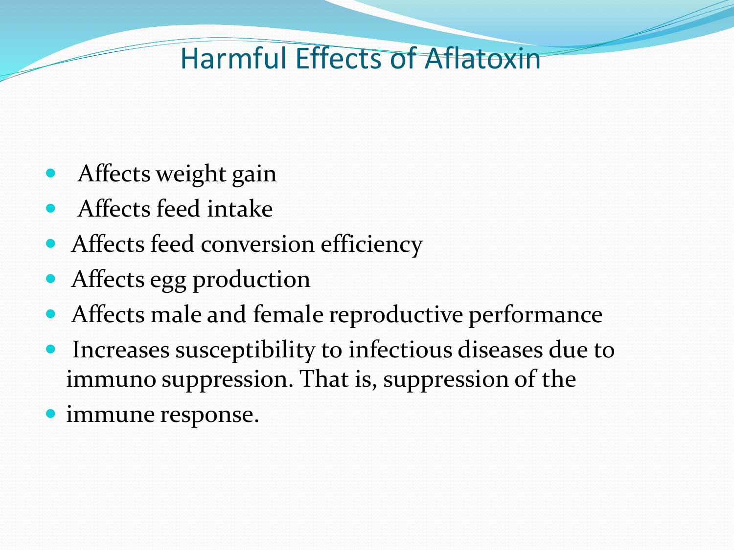# Harmful Effects of Aflatoxin

- Affects weight gain
- Affects feed intake
- Affects feed conversion efficiency
- Affects egg production
- Affects male and female reproductive performance
- Increases susceptibility to infectious diseases due to immuno suppression. That is, suppression of the
- immune response.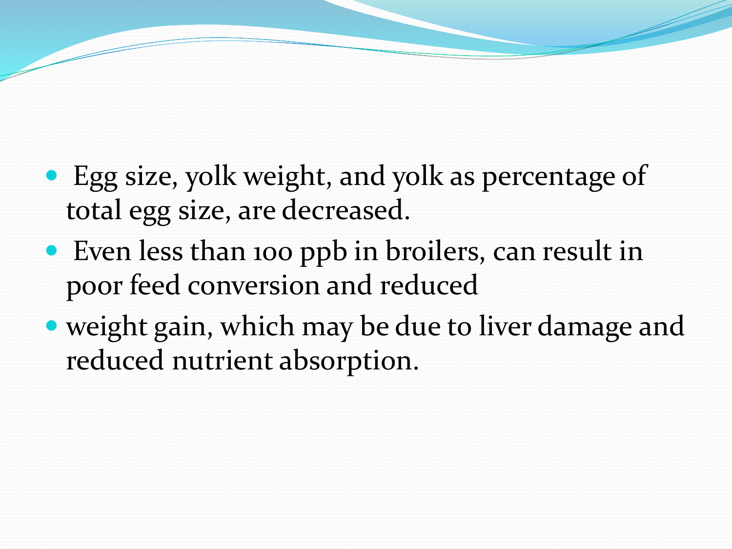- Egg size, yolk weight, and yolk as percentage of total egg size, are decreased.
- Even less than 100 ppb in broilers, can result in poor feed conversion and reduced
- weight gain, which may be due to liver damage and reduced nutrient absorption.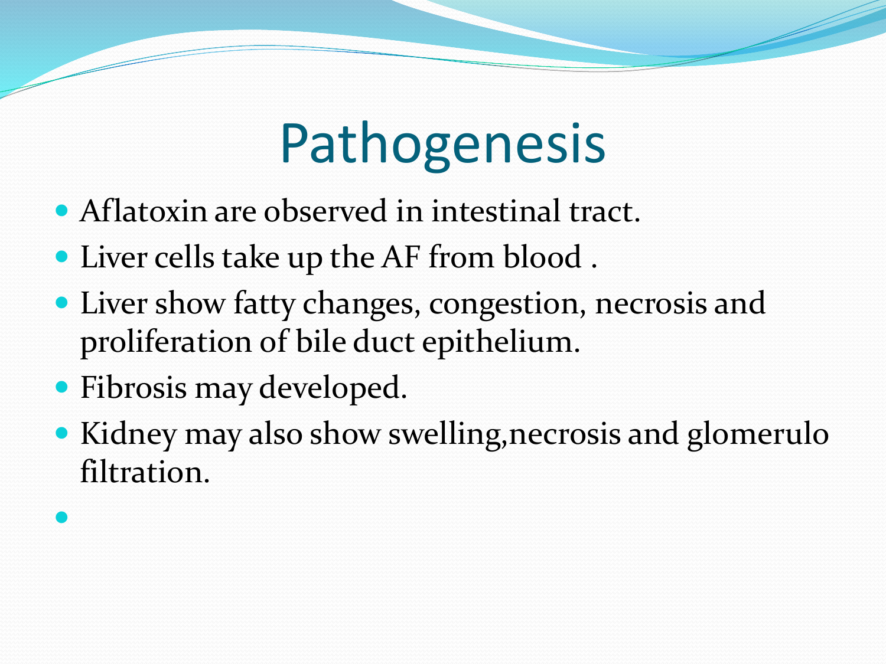# Pathogenesis

- Aflatoxin are observed in intestinal tract.
- Liver cells take up the AF from blood .
- Liver show fatty changes, congestion, necrosis and proliferation of bile duct epithelium.
- Fibrosis may developed.
- Kidney may also show swelling,necrosis and glomerulo filtration.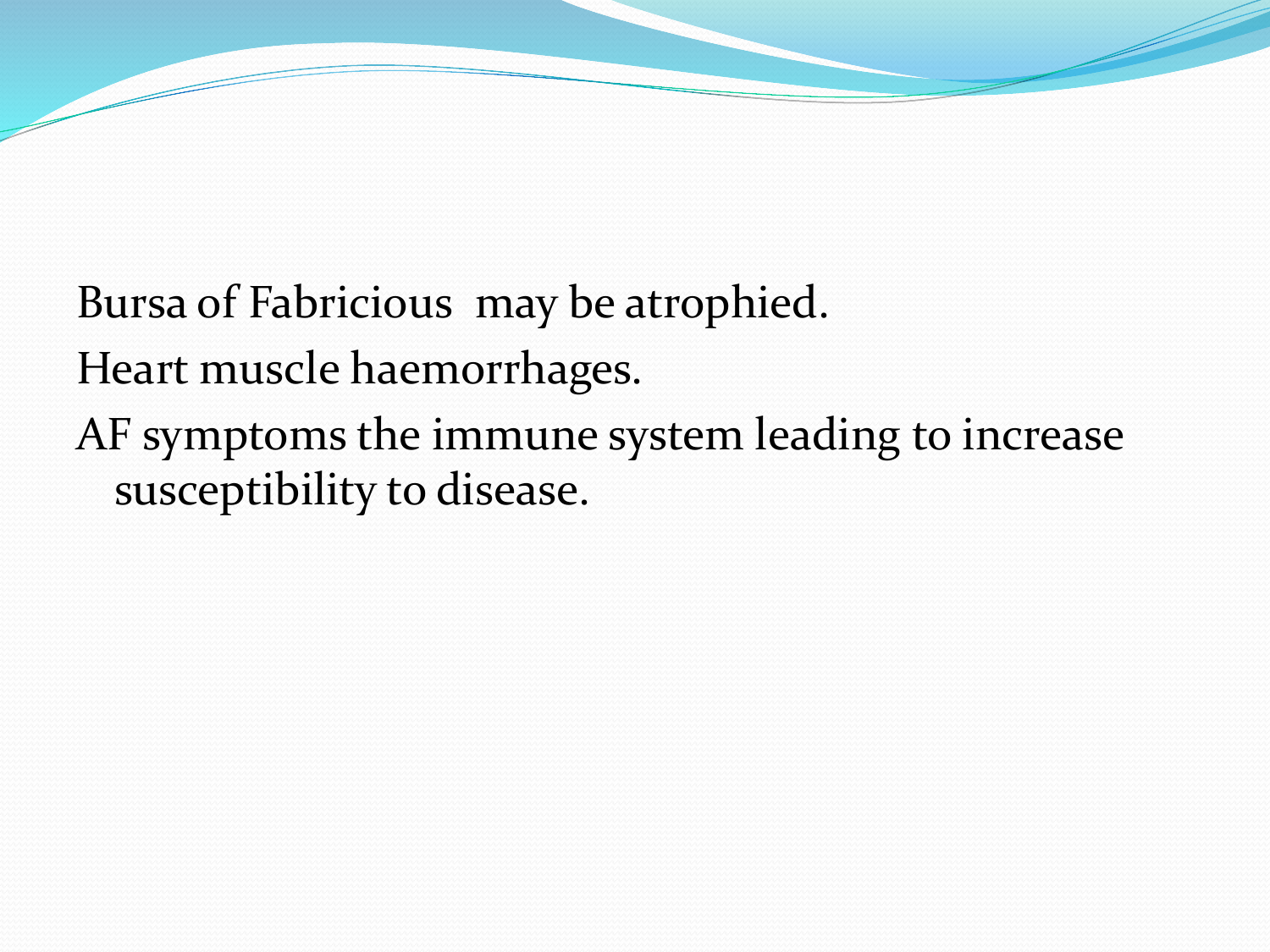Bursa of Fabricious  may be atrophied.

Heart muscle haemorrhages.

AF symptoms the immune system leading to increase susceptibility to disease.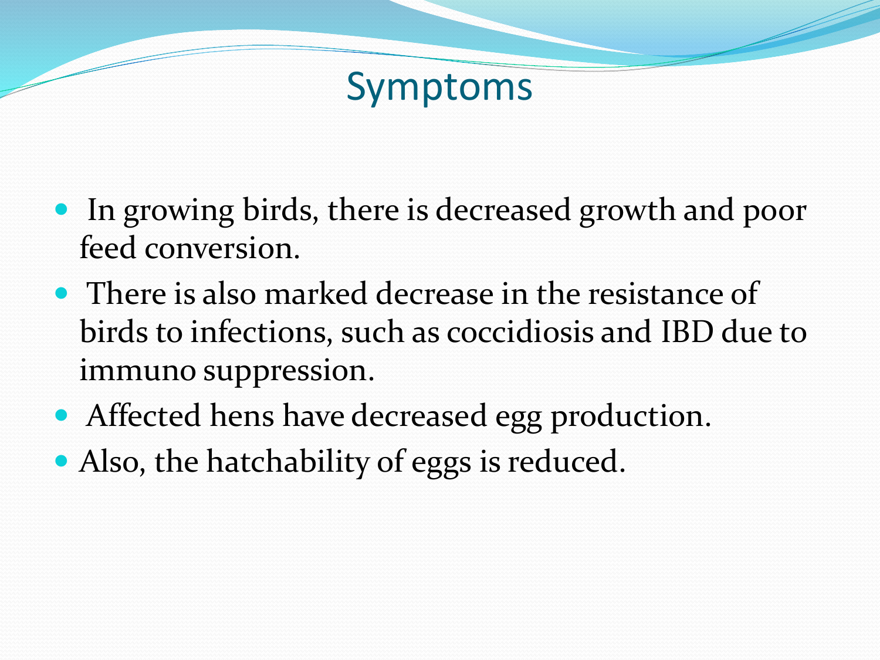# Symptoms

- In growing birds, there is decreased growth and poor feed conversion.
- There is also marked decrease in the resistance of birds to infections, such as coccidiosis and IBD due to immuno suppression.
- Affected hens have decreased egg production.
- Also, the hatchability of eggs is reduced.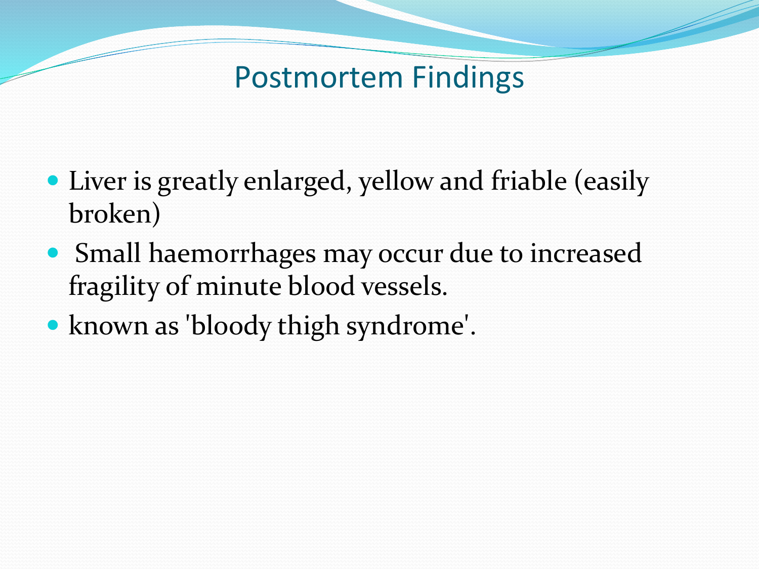# Postmortem Findings

- Liver is greatly enlarged, yellow and friable (easily broken)
- Small haemorrhages may occur due to increased fragility of minute blood vessels.
- known as 'bloody thigh syndrome'.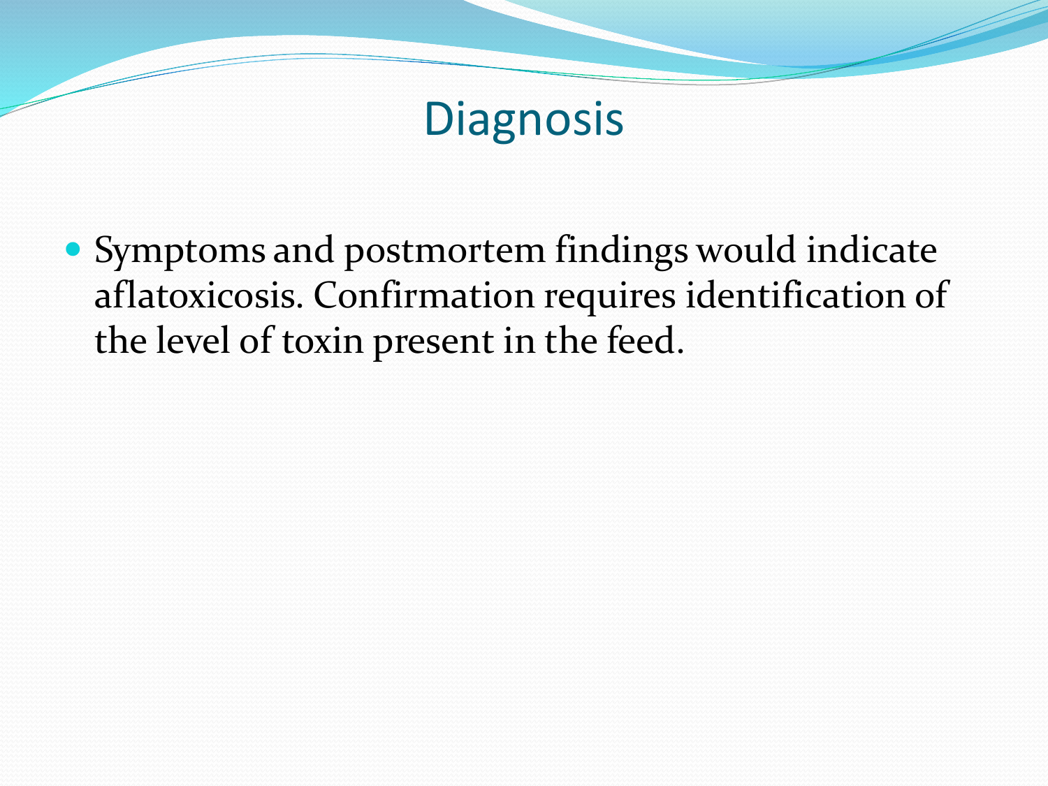# Diagnosis

- Symptoms and postmortem findings would indicate aflatoxicosis. Confirmation requires identification of the level of toxin present in the feed.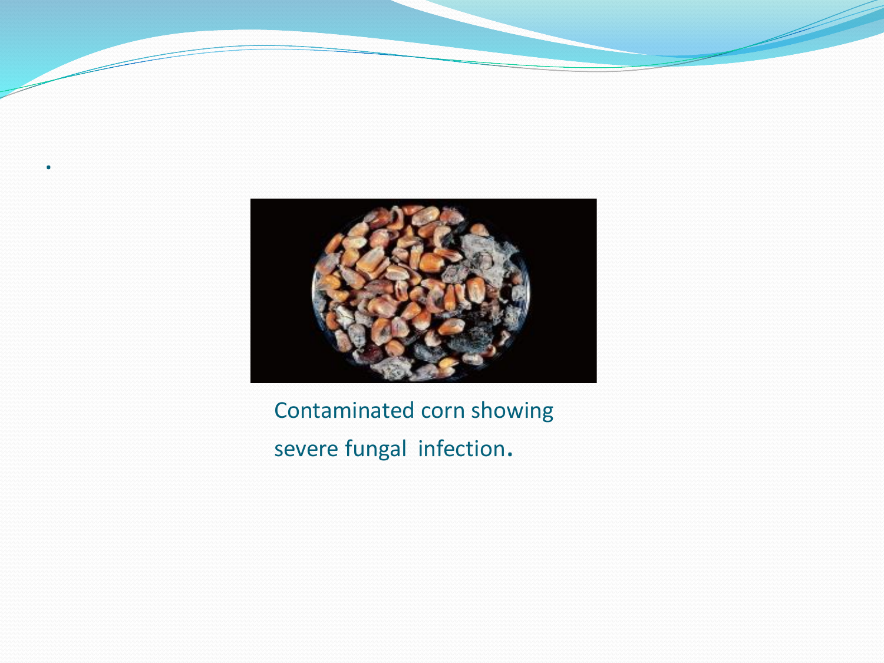Contaminated corn showing severe fungal infection.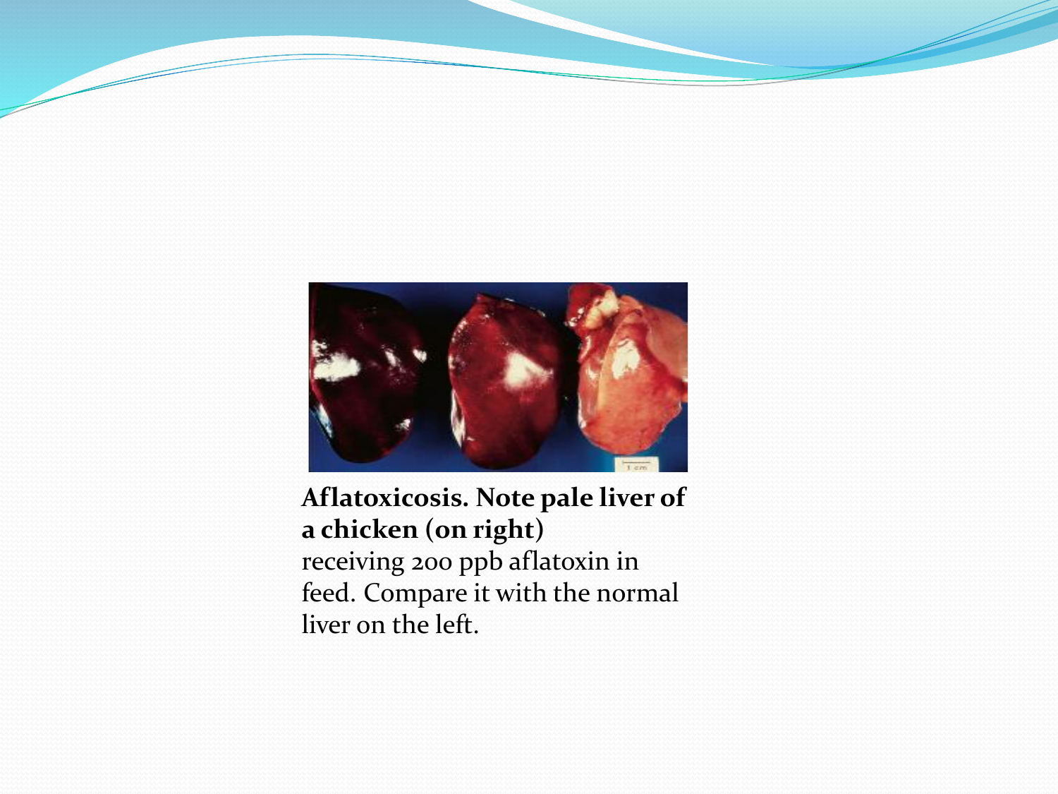**Aflatoxicosis. Note pale liver of a chicken (on right)** receiving 200 ppb aflatoxin in feed. Compare it with the normal liver on the left.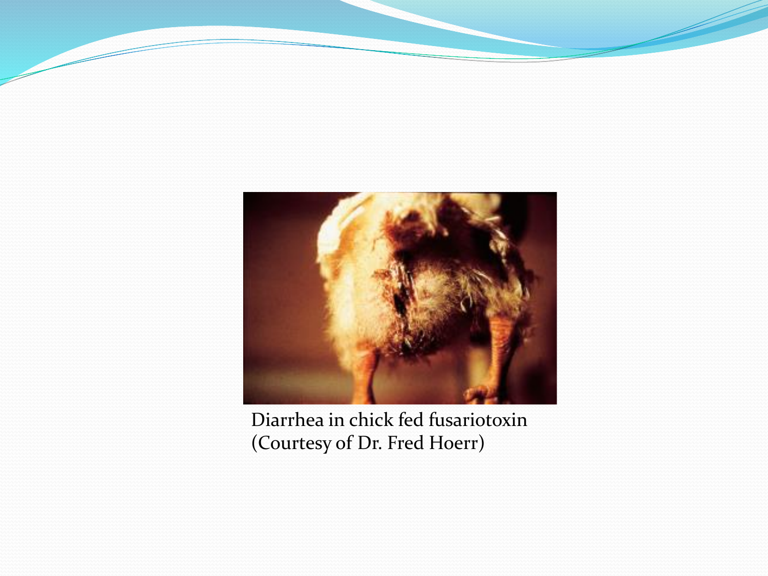Diarrhea in chick fed fusariotoxin
(Courtesy of Dr. Fred Hoerr)